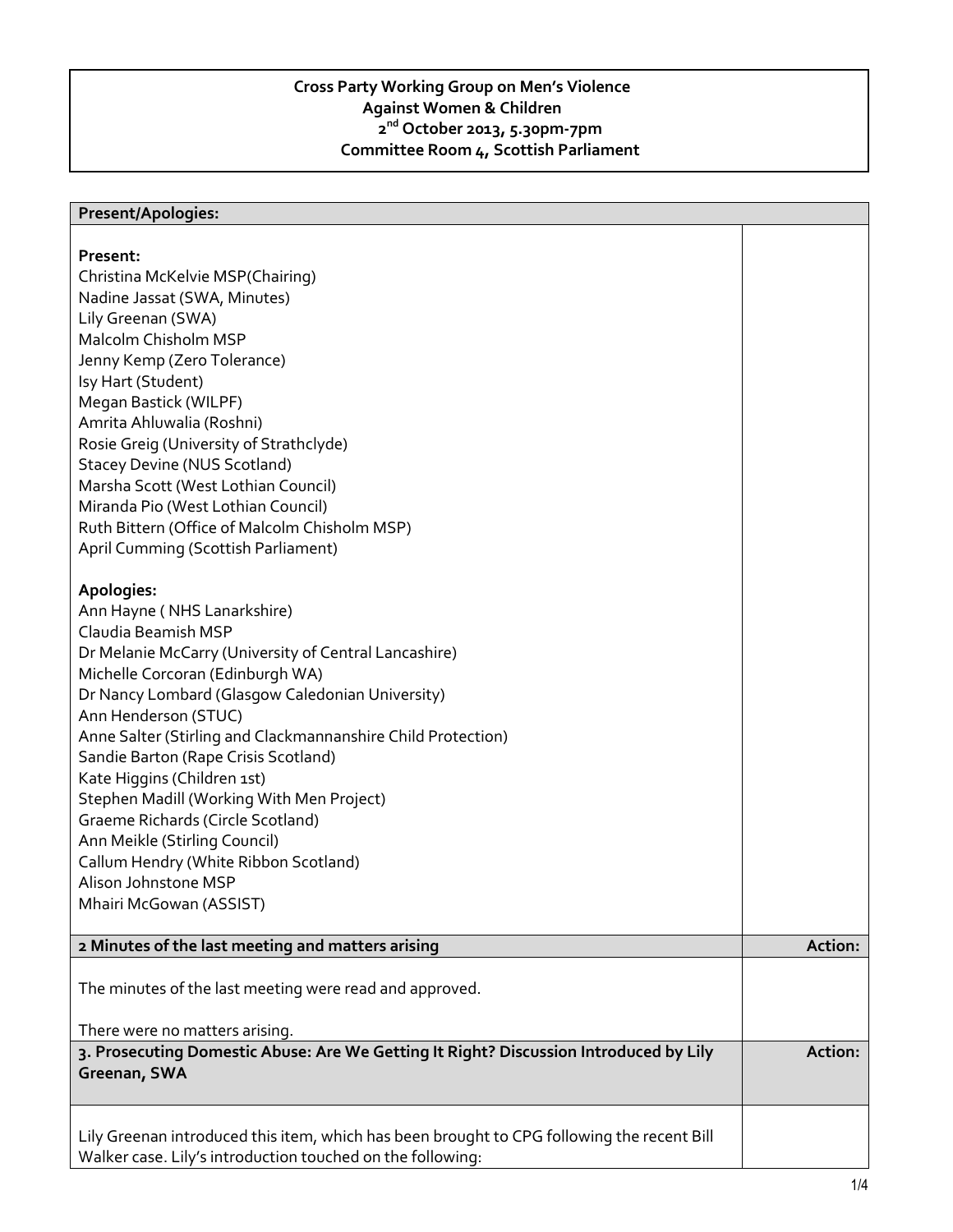**Cross Party Working Group on Men's Violence Against Women & Children**
**2nd October 2013, 5.30pm-7pm**
**Committee Room 4, Scottish Parliament**

| **Present/Apologies:** | |
|---|---|
| **Present:**<br>Christina McKelvie MSP(Chairing)<br>Nadine Jassat (SWA, Minutes)<br>Lily Greenan (SWA)<br>Malcolm Chisholm MSP<br>Jenny Kemp (Zero Tolerance)<br>Isy Hart (Student)<br>Megan Bastick (WILPF)<br>Amrita Ahluwalia (Roshni)<br>Rosie Greig (University of Strathclyde)<br>Stacey Devine (NUS Scotland)<br>Marsha Scott (West Lothian Council)<br>Miranda Pio (West Lothian Council)<br>Ruth Bittern (Office of Malcolm Chisholm MSP)<br>April Cumming (Scottish Parliament)<br><br>**Apologies:**<br>Ann Hayne ( NHS Lanarkshire)<br>Claudia Beamish MSP<br>Dr Melanie McCarry (University of Central Lancashire)<br>Michelle Corcoran (Edinburgh WA)<br>Dr Nancy Lombard (Glasgow Caledonian University)<br>Ann Henderson (STUC)<br>Anne Salter (Stirling and Clackmannanshire Child Protection)<br>Sandie Barton (Rape Crisis Scotland)<br>Kate Higgins (Children 1st)<br>Stephen Madill (Working With Men Project)<br>Graeme Richards (Circle Scotland)<br>Ann Meikle (Stirling Council)<br>Callum Hendry (White Ribbon Scotland)<br>Alison Johnstone MSP<br>Mhairi McGowan (ASSIST) | |
| **2 Minutes of the last meeting and matters arising** | **Action:** |
| The minutes of the last meeting were read and approved.<br><br>There were no matters arising. | |
| **3. Prosecuting Domestic Abuse: Are We Getting It Right? Discussion Introduced by Lily Greenan, SWA** | **Action:** |
| Lily Greenan introduced this item, which has been brought to CPG following the recent Bill Walker case. Lily's introduction touched on the following: | |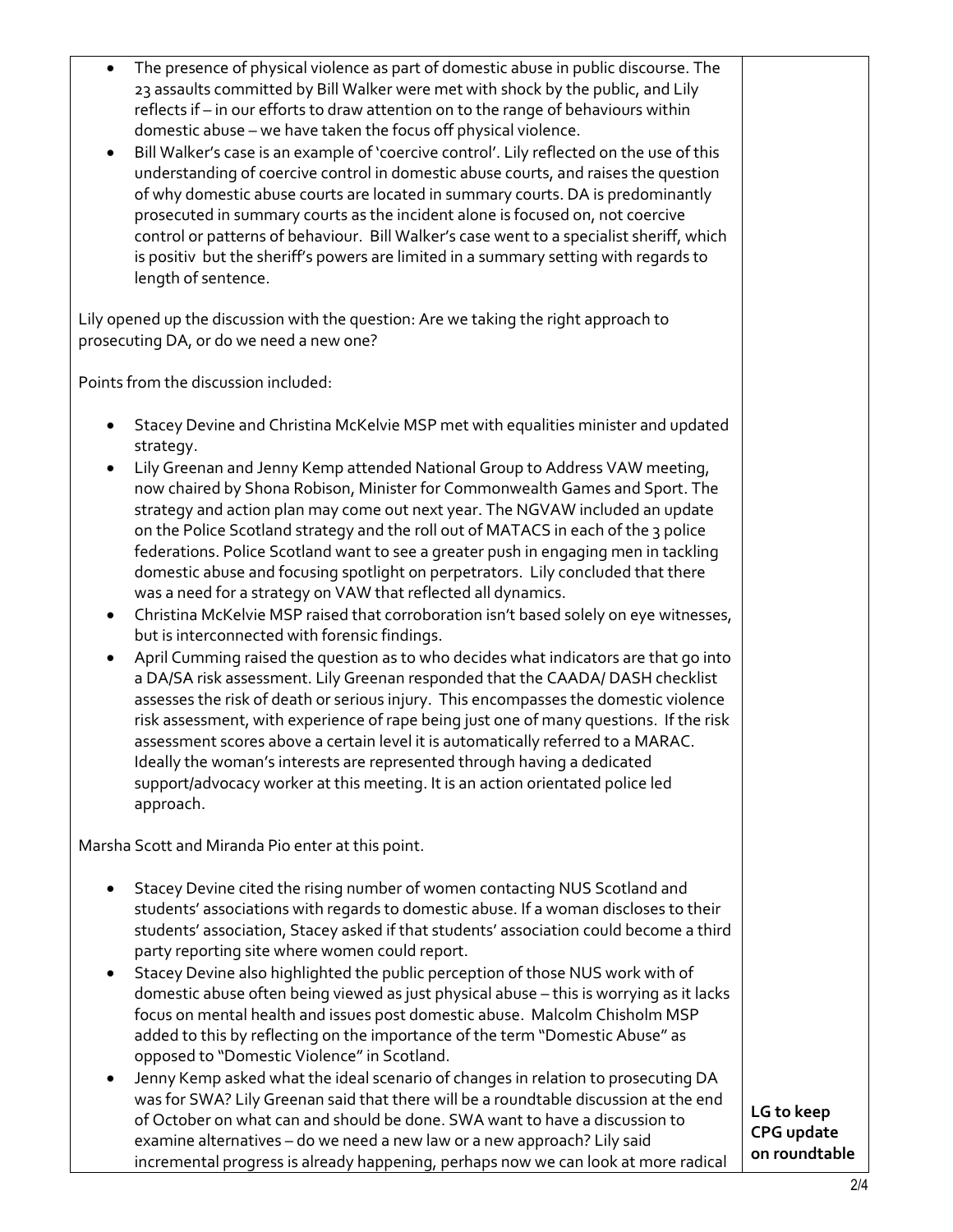| | |
|---|---|
| • The presence of physical violence as part of domestic abuse in public discourse. The 23 assaults committed by Bill Walker were met with shock by the public, and Lily reflects if – in our efforts to draw attention on to the range of behaviours within domestic abuse – we have taken the focus off physical violence.<br>• Bill Walker's case is an example of 'coercive control'. Lily reflected on the use of this understanding of coercive control in domestic abuse courts, and raises the question of why domestic abuse courts are located in summary courts. DA is predominantly prosecuted in summary courts as the incident alone is focused on, not coercive control or patterns of behaviour. Bill Walker's case went to a specialist sheriff, which is positiv but the sheriff's powers are limited in a summary setting with regards to length of sentence.<br><br>Lily opened up the discussion with the question: Are we taking the right approach to prosecuting DA, or do we need a new one?<br><br>Points from the discussion included:<br><br>• Stacey Devine and Christina McKelvie MSP met with equalities minister and updated strategy.<br>• Lily Greenan and Jenny Kemp attended National Group to Address VAW meeting, now chaired by Shona Robison, Minister for Commonwealth Games and Sport. The strategy and action plan may come out next year. The NGVAW included an update on the Police Scotland strategy and the roll out of MATACS in each of the 3 police federations. Police Scotland want to see a greater push in engaging men in tackling domestic abuse and focusing spotlight on perpetrators. Lily concluded that there was a need for a strategy on VAW that reflected all dynamics.<br>• Christina McKelvie MSP raised that corroboration isn't based solely on eye witnesses, but is interconnected with forensic findings.<br>• April Cumming raised the question as to who decides what indicators are that go into a DA/SA risk assessment. Lily Greenan responded that the CAADA/ DASH checklist assesses the risk of death or serious injury. This encompasses the domestic violence risk assessment, with experience of rape being just one of many questions. If the risk assessment scores above a certain level it is automatically referred to a MARAC. Ideally the woman's interests are represented through having a dedicated support/advocacy worker at this meeting. It is an action orientated police led approach.<br><br>Marsha Scott and Miranda Pio enter at this point.<br><br>• Stacey Devine cited the rising number of women contacting NUS Scotland and students' associations with regards to domestic abuse. If a woman discloses to their students' association, Stacey asked if that students' association could become a third party reporting site where women could report.<br>• Stacey Devine also highlighted the public perception of those NUS work with of domestic abuse often being viewed as just physical abuse – this is worrying as it lacks focus on mental health and issues post domestic abuse. Malcolm Chisholm MSP added to this by reflecting on the importance of the term "Domestic Abuse" as opposed to "Domestic Violence" in Scotland.<br>• Jenny Kemp asked what the ideal scenario of changes in relation to prosecuting DA was for SWA? Lily Greenan said that there will be a roundtable discussion at the end of October on what can and should be done. SWA want to have a discussion to examine alternatives – do we need a new law or a new approach? Lily said incremental progress is already happening, perhaps now we can look at more radical | **LG to keep CPG update on roundtable** |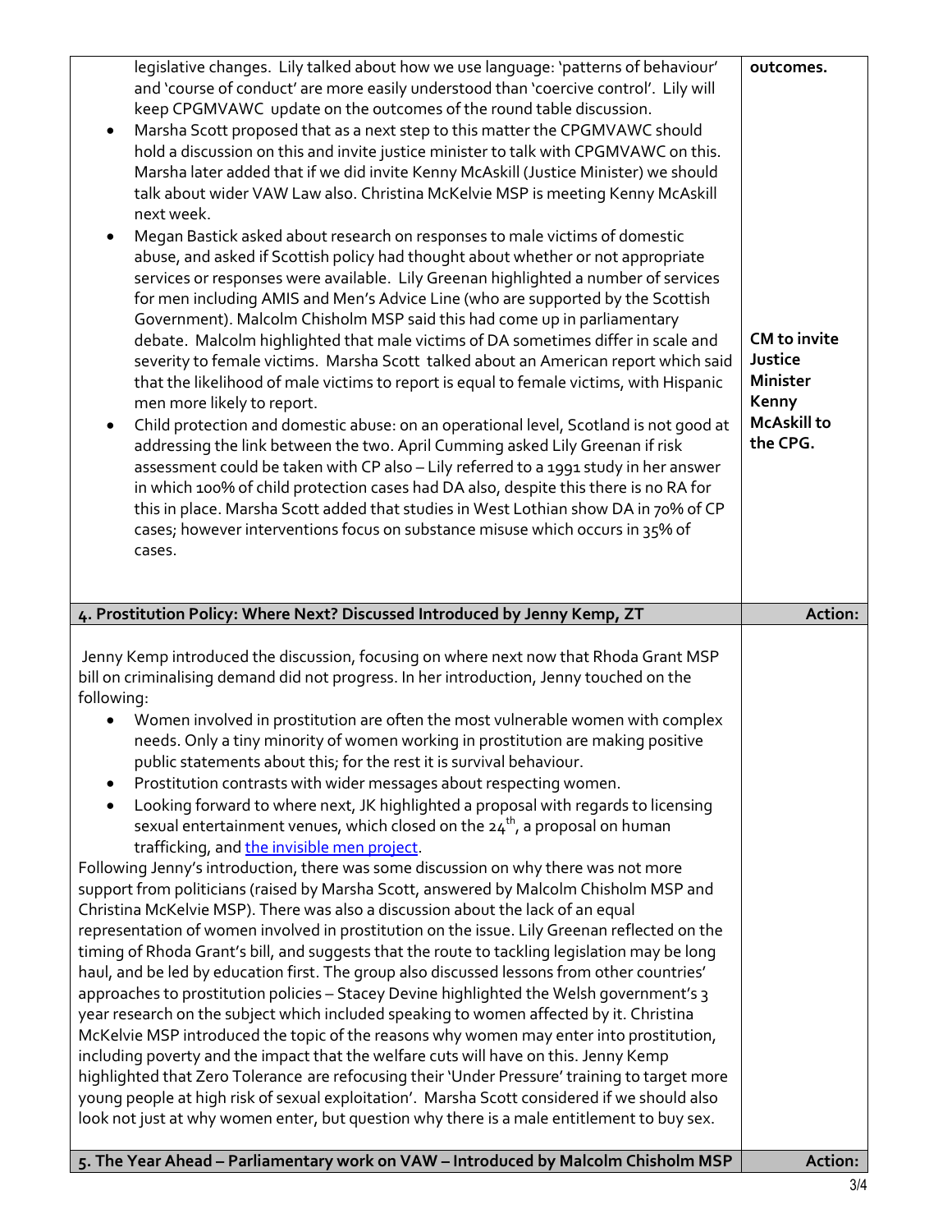| | |
|---|---|
| legislative changes. Lily talked about how we use language: 'patterns of behaviour' and 'course of conduct' are more easily understood than 'coercive control'. Lily will keep CPGMVAWC update on the outcomes of the round table discussion.<br>• Marsha Scott proposed that as a next step to this matter the CPGMVAWC should hold a discussion on this and invite justice minister to talk with CPGMVAWC on this. Marsha later added that if we did invite Kenny McAskill (Justice Minister) we should talk about wider VAW Law also. Christina McKelvie MSP is meeting Kenny McAskill next week.<br>• Megan Bastick asked about research on responses to male victims of domestic abuse, and asked if Scottish policy had thought about whether or not appropriate services or responses were available. Lily Greenan highlighted a number of services for men including AMIS and Men's Advice Line (who are supported by the Scottish Government). Malcolm Chisholm MSP said this had come up in parliamentary debate. Malcolm highlighted that male victims of DA sometimes differ in scale and severity to female victims. Marsha Scott talked about an American report which said that the likelihood of male victims to report is equal to female victims, with Hispanic men more likely to report.<br>• Child protection and domestic abuse: on an operational level, Scotland is not good at addressing the link between the two. April Cumming asked Lily Greenan if risk assessment could be taken with CP also – Lily referred to a 1991 study in her answer in which 100% of child protection cases had DA also, despite this there is no RA for this in place. Marsha Scott added that studies in West Lothian show DA in 70% of CP cases; however interventions focus on substance misuse which occurs in 35% of cases. | **outcomes.**<br><br>**CM to invite Justice Minister Kenny McAskill to the CPG.** |
| **4. Prostitution Policy: Where Next? Discussed Introduced by Jenny Kemp, ZT** | **Action:** |
| Jenny Kemp introduced the discussion, focusing on where next now that Rhoda Grant MSP bill on criminalising demand did not progress. In her introduction, Jenny touched on the following:<br>• Women involved in prostitution are often the most vulnerable women with complex needs. Only a tiny minority of women working in prostitution are making positive public statements about this; for the rest it is survival behaviour.<br>• Prostitution contrasts with wider messages about respecting women.<br>• Looking forward to where next, JK highlighted a proposal with regards to licensing sexual entertainment venues, which closed on the 24th, a proposal on human trafficking, and the invisible men project.<br>Following Jenny's introduction, there was some discussion on why there was not more support from politicians (raised by Marsha Scott, answered by Malcolm Chisholm MSP and Christina McKelvie MSP). There was also a discussion about the lack of an equal representation of women involved in prostitution on the issue. Lily Greenan reflected on the timing of Rhoda Grant's bill, and suggests that the route to tackling legislation may be long haul, and be led by education first. The group also discussed lessons from other countries' approaches to prostitution policies – Stacey Devine highlighted the Welsh government's 3 year research on the subject which included speaking to women affected by it. Christina McKelvie MSP introduced the topic of the reasons why women may enter into prostitution, including poverty and the impact that the welfare cuts will have on this. Jenny Kemp highlighted that Zero Tolerance are refocusing their 'Under Pressure' training to target more young people at high risk of sexual exploitation'. Marsha Scott considered if we should also look not just at why women enter, but question why there is a male entitlement to buy sex. | |
| **5. The Year Ahead – Parliamentary work on VAW – Introduced by Malcolm Chisholm MSP** | **Action:** |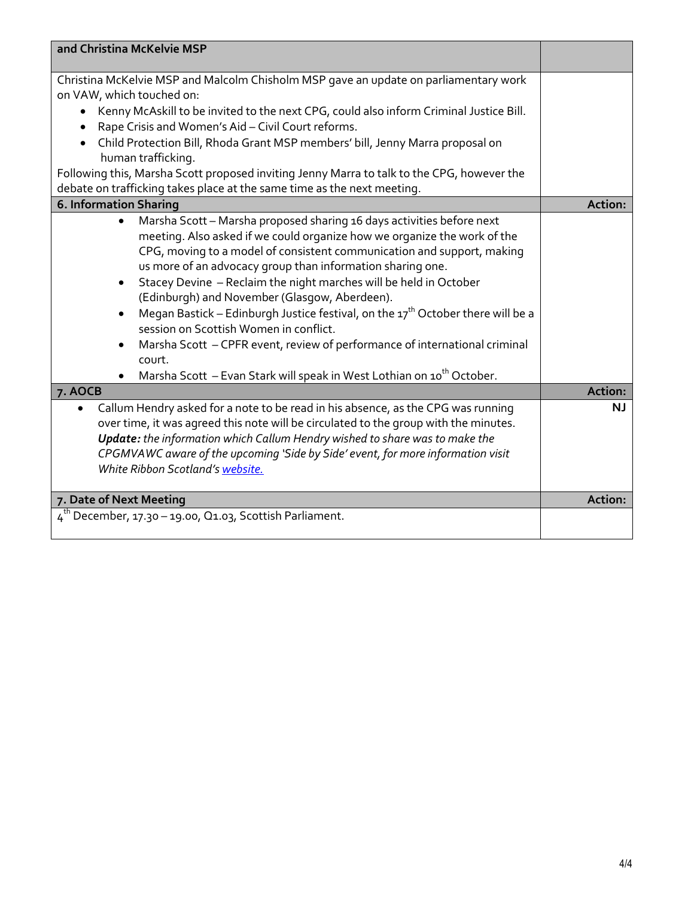| and Christina McKelvie MSP | |
|---|---|
| Christina McKelvie MSP and Malcolm Chisholm MSP gave an update on parliamentary work on VAW, which touched on:<br>• Kenny McAskill to be invited to the next CPG, could also inform Criminal Justice Bill.<br>• Rape Crisis and Women's Aid – Civil Court reforms.<br>• Child Protection Bill, Rhoda Grant MSP members' bill, Jenny Marra proposal on human trafficking.<br>Following this, Marsha Scott proposed inviting Jenny Marra to talk to the CPG, however the debate on trafficking takes place at the same time as the next meeting. | |
| **6. Information Sharing** | **Action:** |
| • Marsha Scott – Marsha proposed sharing 16 days activities before next meeting. Also asked if we could organize how we organize the work of the CPG, moving to a model of consistent communication and support, making us more of an advocacy group than information sharing one.<br>• Stacey Devine – Reclaim the night marches will be held in October (Edinburgh) and November (Glasgow, Aberdeen).<br>• Megan Bastick – Edinburgh Justice festival, on the 17th October there will be a session on Scottish Women in conflict.<br>• Marsha Scott – CPFR event, review of performance of international criminal court.<br>• Marsha Scott – Evan Stark will speak in West Lothian on 10th October. | |
| **7. AOCB** | **Action:** |
| • Callum Hendry asked for a note to be read in his absence, as the CPG was running over time, it was agreed this note will be circulated to the group with the minutes.<br>***Update:*** *the information which Callum Hendry wished to share was to make the CPGMVAWC aware of the upcoming 'Side by Side' event, for more information visit White Ribbon Scotland's [website.](website.)* | **NJ** |
| **7. Date of Next Meeting** | **Action:** |
| 4th December, 17.30 – 19.00, Q1.03, Scottish Parliament. | |